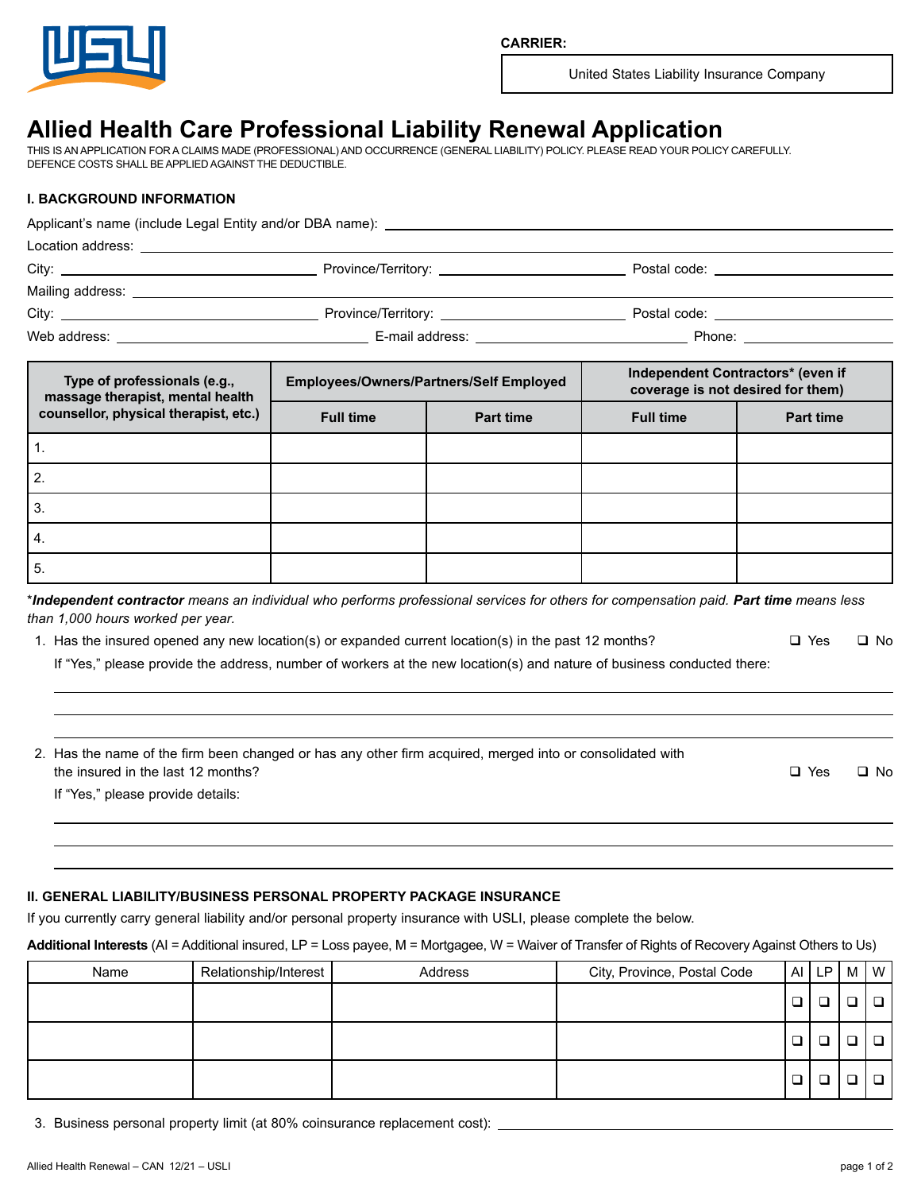CARRIER:

United States Liability Insurance Company

# Allied Health Care Professional Liability Renewal Application

THIS IS AN APPLICATION FOR A CLAIMS MADE (PROFESSIONAL) AND OCCURRENCE (GENERAL LIABILITY) POLICY. PLEASE READ YOUR POLICY CAREFULLY. DEFENCE COSTS SHALL BE APPLIED AGAINST THE DEDUCTIBLE.

## I. BACKGROUND INFORMATION

Applicant's name (include Legal Entity and/or DBA name): ______________________________

Location address: ______________________________

City: ______________ Province/Territory: ______________ Postal code: ______________

Mailing address: ______________________________

City: ______________ Province/Territory: ______________ Postal code: ______________

Web address: ______________ E-mail address: ______________ Phone: ______________

| Type of professionals (e.g., massage therapist, mental health counsellor, physical therapist, etc.) | Employees/Owners/Partners/Self Employed | | Independent Contractors* (even if coverage is not desired for them) | |
|---|---|---|---|---|
| | Full time | Part time | Full time | Part time |
| 1. | | | | |
| 2. | | | | |
| 3. | | | | |
| 4. | | | | |
| 5. | | | | |

\****Independent contractor*** *means an individual who performs professional services for others for compensation paid.* ***Part time*** *means less than 1,000 hours worked per year.*

1. Has the insured opened any new location(s) or expanded current location(s) in the past 12 months? ☐ Yes ☐ No

   If "Yes," please provide the address, number of workers at the new location(s) and nature of business conducted there:

   ______________________________

2. Has the name of the firm been changed or has any other firm acquired, merged into or consolidated with the insured in the last 12 months? ☐ Yes ☐ No

   If "Yes," please provide details:

   ______________________________

## II. GENERAL LIABILITY/BUSINESS PERSONAL PROPERTY PACKAGE INSURANCE

If you currently carry general liability and/or personal property insurance with USLI, please complete the below.

**Additional Interests** (AI = Additional insured, LP = Loss payee, M = Mortgagee, W = Waiver of Transfer of Rights of Recovery Against Others to Us)

| Name | Relationship/Interest | Address | City, Province, Postal Code | AI | LP | M | W |
|---|---|---|---|---|---|---|---|
| | | | | ☐ | ☐ | ☐ | ☐ |
| | | | | ☐ | ☐ | ☐ | ☐ |
| | | | | ☐ | ☐ | ☐ | ☐ |

3. Business personal property limit (at 80% coinsurance replacement cost): ______________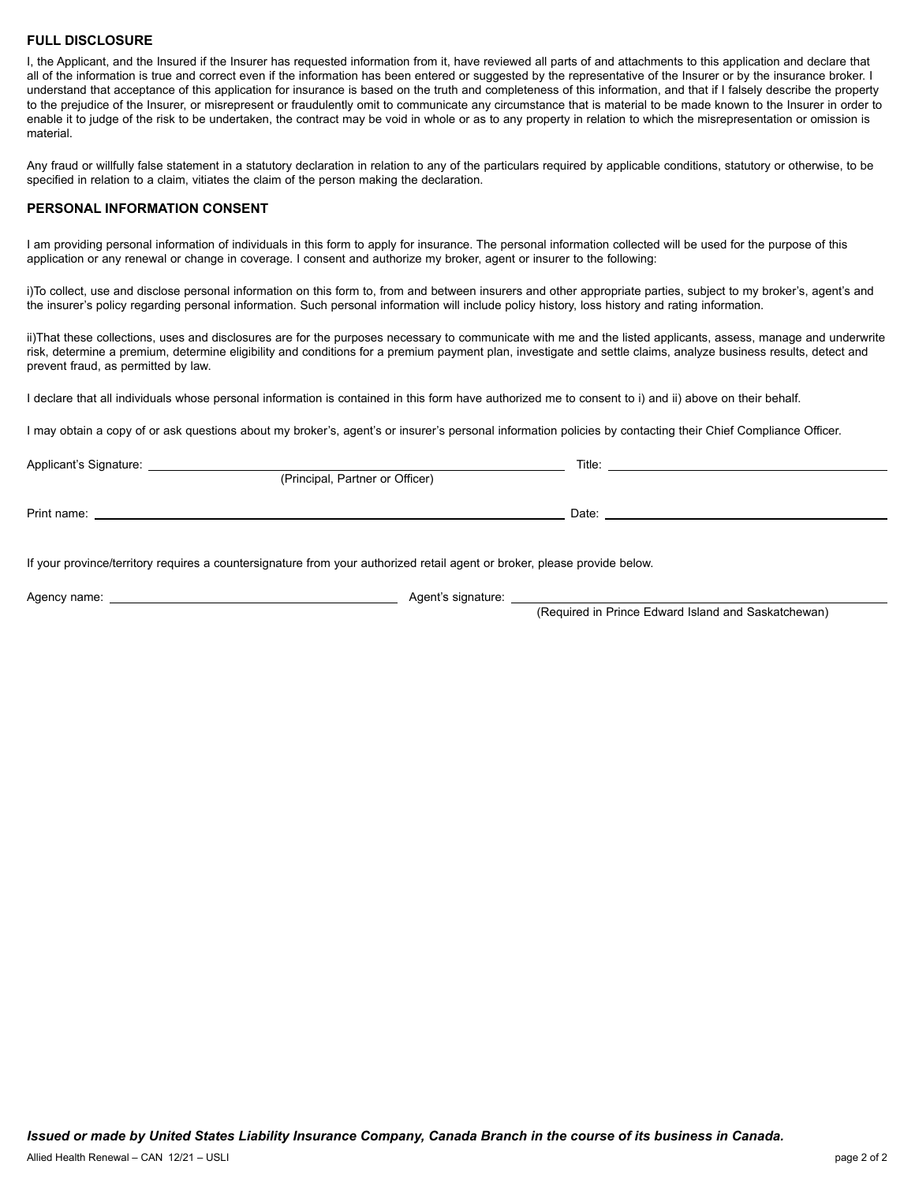## FULL DISCLOSURE

I, the Applicant, and the Insured if the Insurer has requested information from it, have reviewed all parts of and attachments to this application and declare that all of the information is true and correct even if the information has been entered or suggested by the representative of the Insurer or by the insurance broker. I understand that acceptance of this application for insurance is based on the truth and completeness of this information, and that if I falsely describe the property to the prejudice of the Insurer, or misrepresent or fraudulently omit to communicate any circumstance that is material to be made known to the Insurer in order to enable it to judge of the risk to be undertaken, the contract may be void in whole or as to any property in relation to which the misrepresentation or omission is material.

Any fraud or willfully false statement in a statutory declaration in relation to any of the particulars required by applicable conditions, statutory or otherwise, to be specified in relation to a claim, vitiates the claim of the person making the declaration.

## PERSONAL INFORMATION CONSENT

I am providing personal information of individuals in this form to apply for insurance. The personal information collected will be used for the purpose of this application or any renewal or change in coverage. I consent and authorize my broker, agent or insurer to the following:

i)To collect, use and disclose personal information on this form to, from and between insurers and other appropriate parties, subject to my broker's, agent's and the insurer's policy regarding personal information. Such personal information will include policy history, loss history and rating information.

ii)That these collections, uses and disclosures are for the purposes necessary to communicate with me and the listed applicants, assess, manage and underwrite risk, determine a premium, determine eligibility and conditions for a premium payment plan, investigate and settle claims, analyze business results, detect and prevent fraud, as permitted by law.

I declare that all individuals whose personal information is contained in this form have authorized me to consent to i) and ii) above on their behalf.

I may obtain a copy of or ask questions about my broker's, agent's or insurer's personal information policies by contacting their Chief Compliance Officer.

Applicant's Signature: ______________________________ Title: ______________________
(Principal, Partner or Officer)

Print name: ______________________________ Date: ______________________

If your province/territory requires a countersignature from your authorized retail agent or broker, please provide below.

Agency name: ______________________ Agent's signature: ______________________
(Required in Prince Edward Island and Saskatchewan)

***Issued or made by United States Liability Insurance Company, Canada Branch in the course of its business in Canada.***

Allied Health Renewal – CAN 12/21 – USLI